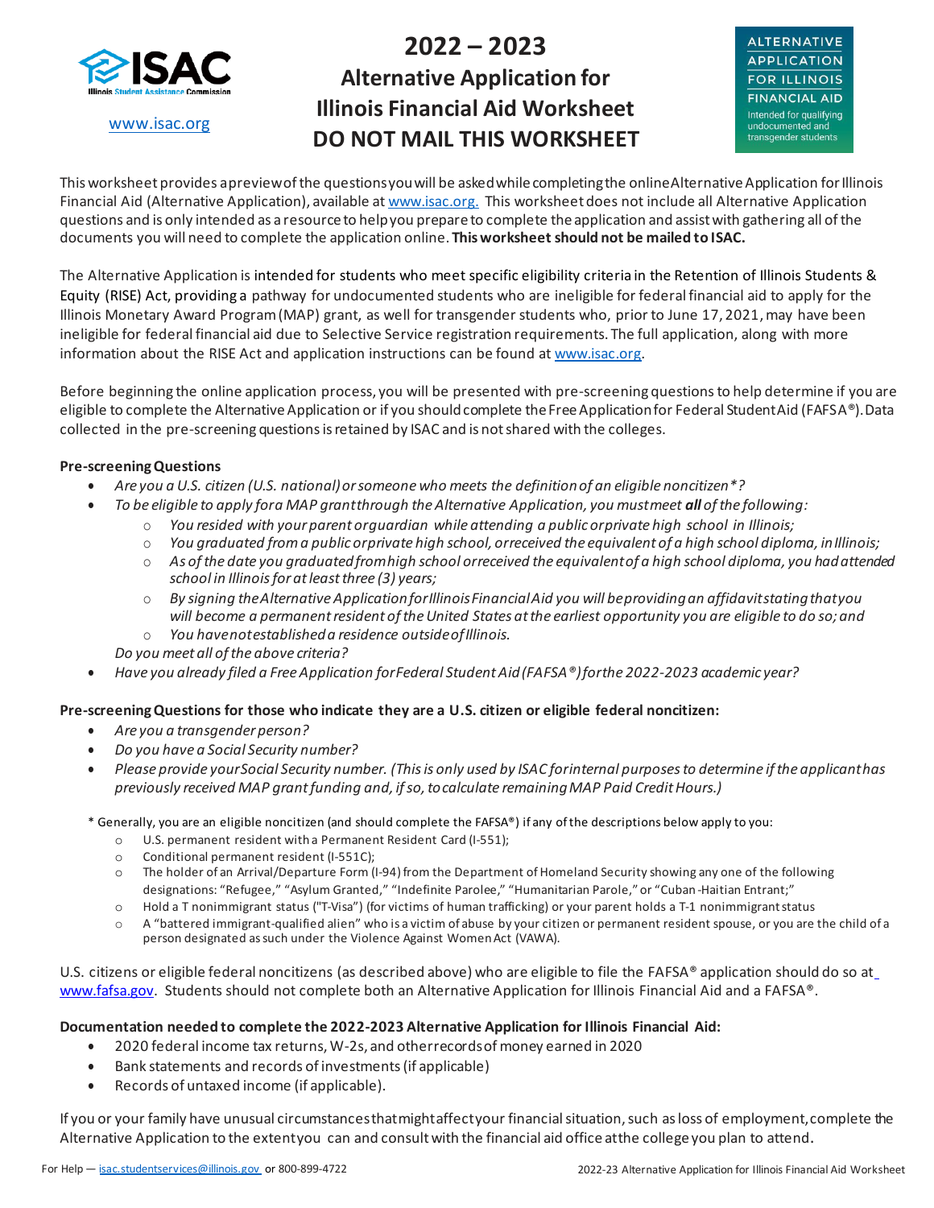ISAC
Illinois Student Assistance Commission

www.isac.org

# 2022 – 2023 Alternative Application for Illinois Financial Aid Worksheet DO NOT MAIL THIS WORKSHEET

ALTERNATIVE APPLICATION FOR ILLINOIS FINANCIAL AID
Intended for qualifying undocumented and transgender students

This worksheet provides a preview of the questions you will be asked while completing the online Alternative Application for Illinois Financial Aid (Alternative Application), available at www.isac.org. This worksheet does not include all Alternative Application questions and is only intended as a resource to help you prepare to complete the application and assist with gathering all of the documents you will need to complete the application online. **This worksheet should not be mailed to ISAC.**

The Alternative Application is intended for students who meet specific eligibility criteria in the Retention of Illinois Students & Equity (RISE) Act, providing a pathway for undocumented students who are ineligible for federal financial aid to apply for the Illinois Monetary Award Program (MAP) grant, as well for transgender students who, prior to June 17, 2021, may have been ineligible for federal financial aid due to Selective Service registration requirements. The full application, along with more information about the RISE Act and application instructions can be found at www.isac.org.

Before beginning the online application process, you will be presented with pre-screening questions to help determine if you are eligible to complete the Alternative Application or if you should complete the Free Application for Federal Student Aid (FAFSA®). Data collected in the pre-screening questions is retained by ISAC and is not shared with the colleges.

**Pre-screening Questions**

- *Are you a U.S. citizen (U.S. national) or someone who meets the definition of an eligible noncitizen\*?*
- *To be eligible to apply for a MAP grant through the Alternative Application, you must meet **all** of the following:*
  - *You resided with your parent or guardian while attending a public or private high school in Illinois;*
  - *You graduated from a public or private high school, or received the equivalent of a high school diploma, in Illinois;*
  - *As of the date you graduated from high school or received the equivalent of a high school diploma, you had attended school in Illinois for at least three (3) years;*
  - *By signing the Alternative Application for Illinois Financial Aid you will be providing an affidavit stating that you will become a permanent resident of the United States at the earliest opportunity you are eligible to do so; and*
  - *You have not established a residence outside of Illinois.*

  *Do you meet all of the above criteria?*
- *Have you already filed a Free Application for Federal Student Aid (FAFSA®) for the 2022-2023 academic year?*

**Pre-screening Questions for those who indicate they are a U.S. citizen or eligible federal noncitizen:**

- *Are you a transgender person?*
- *Do you have a Social Security number?*
- *Please provide your Social Security number. (This is only used by ISAC for internal purposes to determine if the applicant has previously received MAP grant funding and, if so, to calculate remaining MAP Paid Credit Hours.)*

\* Generally, you are an eligible noncitizen (and should complete the FAFSA®) if any of the descriptions below apply to you:

- U.S. permanent resident with a Permanent Resident Card (I-551);
- Conditional permanent resident (I-551C);
- The holder of an Arrival/Departure Form (I-94) from the Department of Homeland Security showing any one of the following designations: "Refugee," "Asylum Granted," "Indefinite Parolee," "Humanitarian Parole," or "Cuban-Haitian Entrant;"
- Hold a T nonimmigrant status ("T-Visa") (for victims of human trafficking) or your parent holds a T-1 nonimmigrant status
- A "battered immigrant-qualified alien" who is a victim of abuse by your citizen or permanent resident spouse, or you are the child of a person designated as such under the Violence Against Women Act (VAWA).

U.S. citizens or eligible federal noncitizens (as described above) who are eligible to file the FAFSA® application should do so at www.fafsa.gov. Students should not complete both an Alternative Application for Illinois Financial Aid and a FAFSA®.

**Documentation needed to complete the 2022-2023 Alternative Application for Illinois Financial Aid:**

- 2020 federal income tax returns, W-2s, and other records of money earned in 2020
- Bank statements and records of investments (if applicable)
- Records of untaxed income (if applicable).

If you or your family have unusual circumstances that might affect your financial situation, such as loss of employment, complete the Alternative Application to the extent you can and consult with the financial aid office at the college you plan to attend.

For Help — isac.studentservices@illinois.gov or 800-899-4722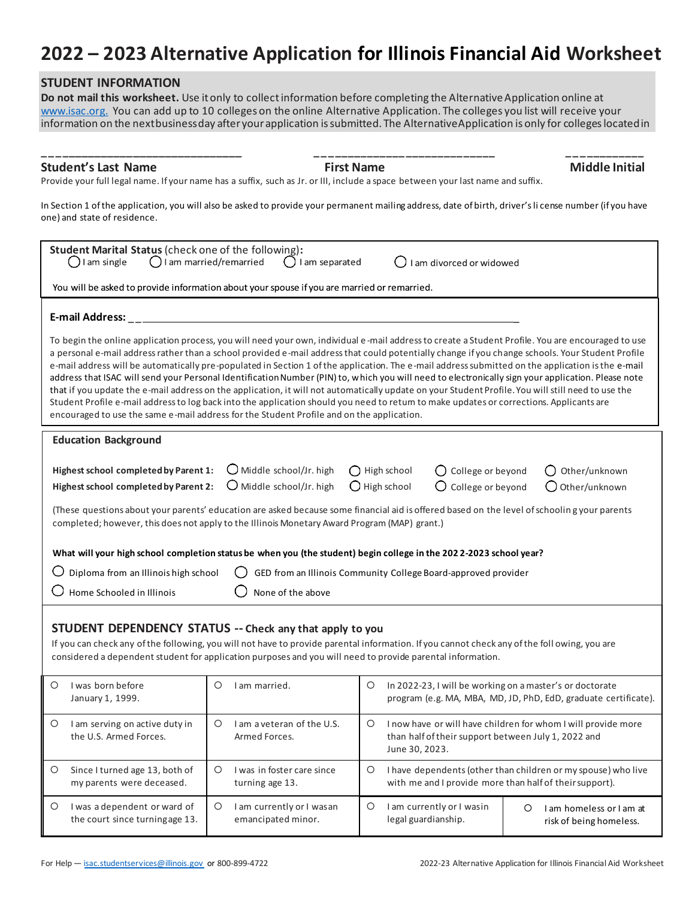# 2022 – 2023 Alternative Application for Illinois Financial Aid Worksheet

## STUDENT INFORMATION

**Do not mail this worksheet.** Use it only to collect information before completing the Alternative Application online at www.isac.org. You can add up to 10 colleges on the online Alternative Application. The colleges you list will receive your information on the next business day after your application is submitted. The Alternative Application is only for colleges located in

_______________________________ ____________________________ ____________

**Student's Last Name** **First Name** **Middle Initial**

Provide your full legal name. If your name has a suffix, such as Jr. or III, include a space between your last name and suffix.

In Section 1 of the application, you will also be asked to provide your permanent mailing address, date of birth, driver's license number (if you have one) and state of residence.

**Student Marital Status** (check one of the following):

◯ I am single ◯ I am married/remarried ◯ I am separated ◯ I am divorced or widowed

You will be asked to provide information about your spouse if you are married or remarried.

**E-mail Address:** ______________________________________________________________

To begin the online application process, you will need your own, individual e-mail address to create a Student Profile. You are encouraged to use a personal e-mail address rather than a school provided e-mail address that could potentially change if you change schools. Your Student Profile e-mail address will be automatically pre-populated in Section 1 of the application. The e-mail address submitted on the application is the e-mail address that ISAC will send your Personal Identification Number (PIN) to, which you will need to electronically sign your application. Please note that if you update the e-mail address on the application, it will not automatically update on your Student Profile. You will still need to use the Student Profile e-mail address to log back into the application should you need to return to make updates or corrections. Applicants are encouraged to use the same e-mail address for the Student Profile and on the application.

**Education Background**

**Highest school completed by Parent 1:** ◯ Middle school/Jr. high ◯ High school ◯ College or beyond ◯ Other/unknown

**Highest school completed by Parent 2:** ◯ Middle school/Jr. high ◯ High school ◯ College or beyond ◯ Other/unknown

(These questions about your parents' education are asked because some financial aid is offered based on the level of schooling your parents completed; however, this does not apply to the Illinois Monetary Award Program (MAP) grant.)

**What will your high school completion status be when you (the student) begin college in the 2022-2023 school year?**

◯ Diploma from an Illinois high school ◯ GED from an Illinois Community College Board-approved provider

◯ Home Schooled in Illinois ◯ None of the above

## STUDENT DEPENDENCY STATUS -- Check any that apply to you

If you can check any of the following, you will not have to provide parental information. If you cannot check any of the following, you are considered a dependent student for application purposes and you will need to provide parental information.

| | | | |
|---|---|---|---|
| ◯ I was born before January 1, 1999. | ◯ I am married. | ◯ In 2022-23, I will be working on a master's or doctorate program (e.g. MA, MBA, MD, JD, PhD, EdD, graduate certificate). | |
| ◯ I am serving on active duty in the U.S. Armed Forces. | ◯ I am a veteran of the U.S. Armed Forces. | ◯ I now have or will have children for whom I will provide more than half of their support between July 1, 2022 and June 30, 2023. | |
| ◯ Since I turned age 13, both of my parents were deceased. | ◯ I was in foster care since turning age 13. | ◯ I have dependents (other than children or my spouse) who live with me and I provide more than half of their support). | |
| ◯ I was a dependent or ward of the court since turning age 13. | ◯ I am currently or I was an emancipated minor. | ◯ I am currently or I was in legal guardianship. | ◯ I am homeless or I am at risk of being homeless. |

For Help — isac.studentservices@illinois.gov or 800-899-4722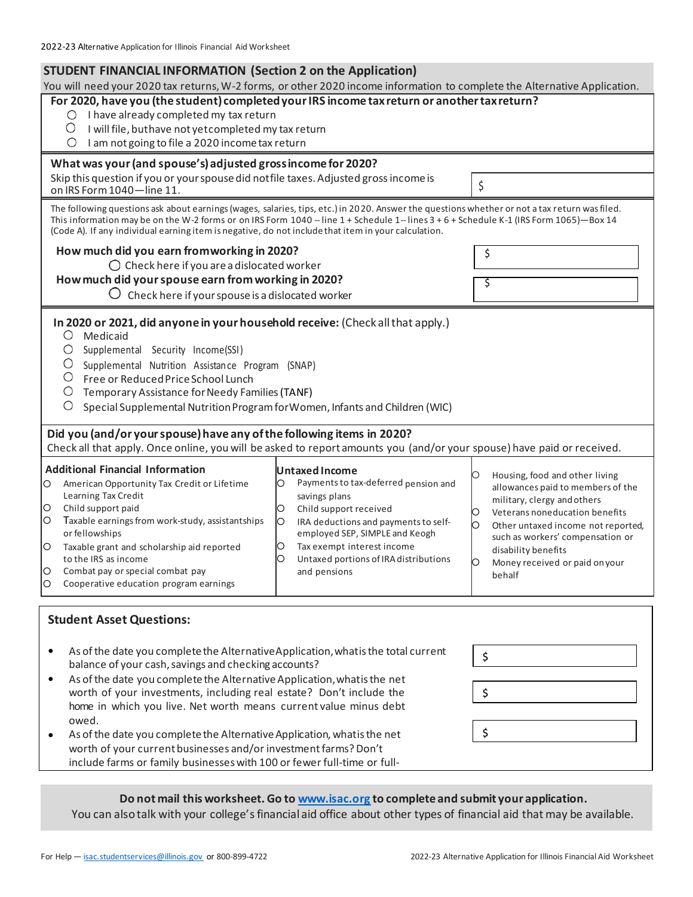## STUDENT FINANCIAL INFORMATION (Section 2 on the Application)

You will need your 2020 tax returns, W-2 forms, or other 2020 income information to complete the Alternative Application.

**For 2020, have you (the student) completed your IRS income tax return or another tax return?**

- ○ I have already completed my tax return
- ○ I will file, but have not yet completed my tax return
- ○ I am not going to file a 2020 income tax return

**What was your (and spouse's) adjusted gross income for 2020?**

Skip this question if you or your spouse did not file taxes. Adjusted gross income is on IRS Form 1040—line 11. $

The following questions ask about earnings (wages, salaries, tips, etc.) in 2020. Answer the questions whether or not a tax return was filed. This information may be on the W-2 forms or on IRS Form 1040 -- line 1 + Schedule 1-- lines 3 + 6 + Schedule K-1 (IRS Form 1065)—Box 14 (Code A). If any individual earning item is negative, do not include that item in your calculation.

**How much did you earn from working in 2020?** $

- ○ Check here if you are a dislocated worker

**How much did your spouse earn from working in 2020?** $

- ○ Check here if your spouse is a dislocated worker

**In 2020 or 2021, did anyone in your household receive:** (Check all that apply.)

- ○ Medicaid
- ○ Supplemental Security Income (SSI)
- ○ Supplemental Nutrition Assistance Program (SNAP)
- ○ Free or Reduced Price School Lunch
- ○ Temporary Assistance for Needy Families (TANF)
- ○ Special Supplemental Nutrition Program for Women, Infants and Children (WIC)

**Did you (and/or your spouse) have any of the following items in 2020?**

Check all that apply. Once online, you will be asked to report amounts you (and/or your spouse) have paid or received.

**Additional Financial Information**

- ○ American Opportunity Tax Credit or Lifetime Learning Tax Credit
- ○ Child support paid
- ○ Taxable earnings from work-study, assistantships or fellowships
- ○ Taxable grant and scholarship aid reported to the IRS as income
- ○ Combat pay or special combat pay
- ○ Cooperative education program earnings

**Untaxed Income**

- ○ Payments to tax-deferred pension and savings plans
- ○ Child support received
- ○ IRA deductions and payments to self-employed SEP, SIMPLE and Keogh
- ○ Tax exempt interest income
- ○ Untaxed portions of IRA distributions and pensions
- ○ Housing, food and other living allowances paid to members of the military, clergy and others
- ○ Veterans noneducation benefits
- ○ Other untaxed income not reported, such as workers' compensation or disability benefits
- ○ Money received or paid on your behalf

### Student Asset Questions:

- As of the date you complete the Alternative Application, what is the total current balance of your cash, savings and checking accounts? $
- As of the date you complete the Alternative Application, what is the net worth of your investments, including real estate? Don't include the home in which you live. Net worth means current value minus debt owed. $
- As of the date you complete the Alternative Application, what is the net worth of your current businesses and/or investment farms? Don't include farms or family businesses with 100 or fewer full-time or full- $

**Do not mail this worksheet. Go to [www.isac.org](http://www.isac.org) to complete and submit your application.**

You can also talk with your college's financial aid office about other types of financial aid that may be available.

For Help — isac.studentservices@illinois.gov or 800-899-4722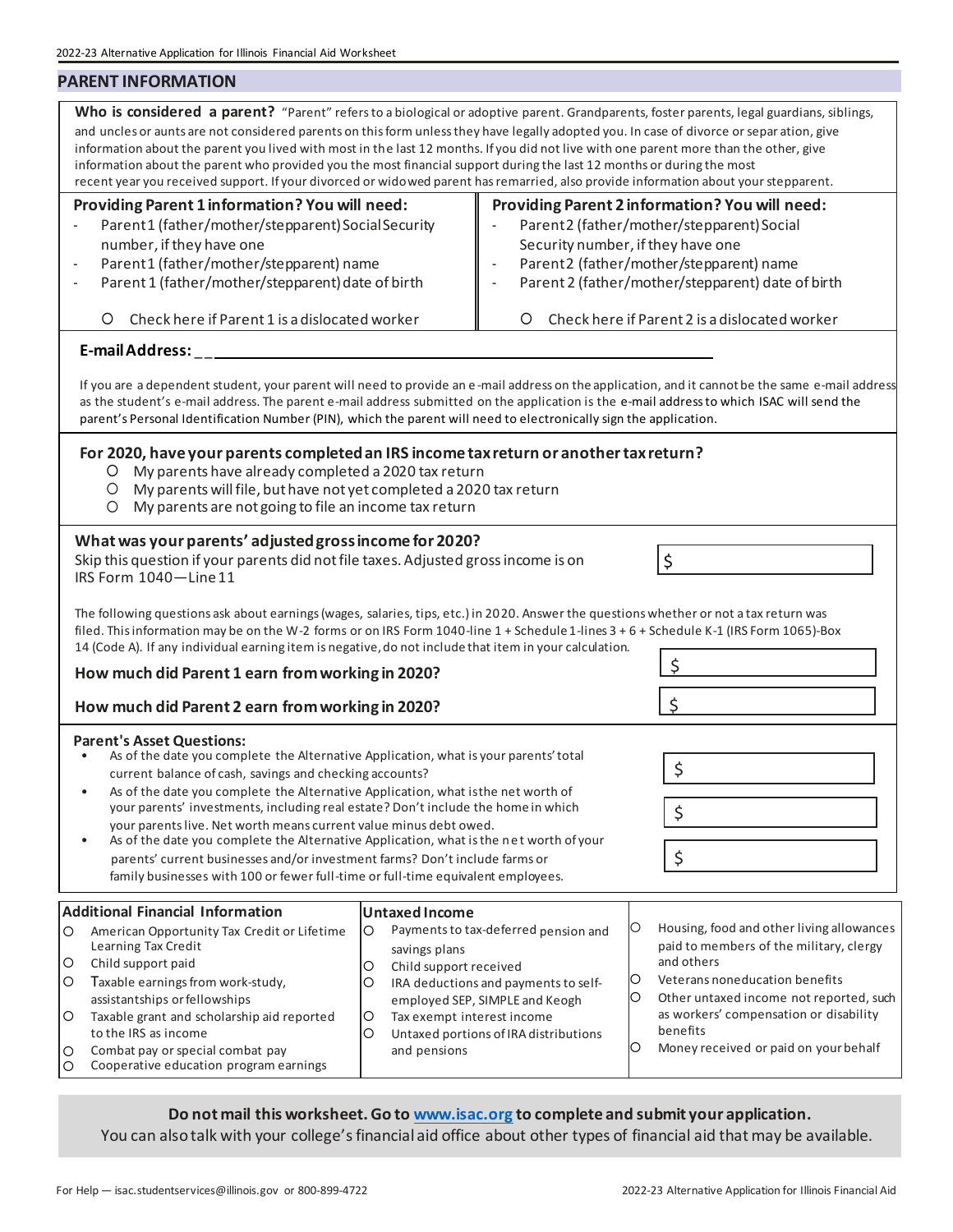## PARENT INFORMATION

**Who is considered a parent?** "Parent" refers to a biological or adoptive parent. Grandparents, foster parents, legal guardians, siblings, and uncles or aunts are not considered parents on this form unless they have legally adopted you. In case of divorce or separation, give information about the parent you lived with most in the last 12 months. If you did not live with one parent more than the other, give information about the parent who provided you the most financial support during the last 12 months or during the most recent year you received support. If your divorced or widowed parent has remarried, also provide information about your stepparent.

**Providing Parent 1 information? You will need:**

- Parent 1 (father/mother/stepparent) Social Security number, if they have one
- Parent 1 (father/mother/stepparent) name
- Parent 1 (father/mother/stepparent) date of birth

○ Check here if Parent 1 is a dislocated worker

**Providing Parent 2 information? You will need:**

- Parent 2 (father/mother/stepparent) Social Security number, if they have one
- Parent 2 (father/mother/stepparent) name
- Parent 2 (father/mother/stepparent) date of birth

○ Check here if Parent 2 is a dislocated worker

**E-mail Address:** ______________________________

If you are a dependent student, your parent will need to provide an e-mail address on the application, and it cannot be the same e-mail address as the student's e-mail address. The parent e-mail address submitted on the application is the e-mail address to which ISAC will send the parent's Personal Identification Number (PIN), which the parent will need to electronically sign the application.

**For 2020, have your parents completed an IRS income tax return or another tax return?**

- ○ My parents have already completed a 2020 tax return
- ○ My parents will file, but have not yet completed a 2020 tax return
- ○ My parents are not going to file an income tax return

**What was your parents' adjusted gross income for 2020?**
Skip this question if your parents did not file taxes. Adjusted gross income is on IRS Form 1040—Line 11 — $ ______

The following questions ask about earnings (wages, salaries, tips, etc.) in 2020. Answer the questions whether or not a tax return was filed. This information may be on the W-2 forms or on IRS Form 1040-line 1 + Schedule 1-lines 3 + 6 + Schedule K-1 (IRS Form 1065)-Box 14 (Code A). If any individual earning item is negative, do not include that item in your calculation.

**How much did Parent 1 earn from working in 2020?** $ ______

**How much did Parent 2 earn from working in 2020?** $ ______

**Parent's Asset Questions:**

- As of the date you complete the Alternative Application, what is your parents' total current balance of cash, savings and checking accounts? $ ______
- As of the date you complete the Alternative Application, what is the net worth of your parents' investments, including real estate? Don't include the home in which your parents live. Net worth means current value minus debt owed. $ ______
- As of the date you complete the Alternative Application, what is the net worth of your parents' current businesses and/or investment farms? Don't include farms or family businesses with 100 or fewer full-time or full-time equivalent employees. $ ______

**Additional Financial Information**

- ○ American Opportunity Tax Credit or Lifetime Learning Tax Credit
- ○ Child support paid
- ○ Taxable earnings from work-study, assistantships or fellowships
- ○ Taxable grant and scholarship aid reported to the IRS as income
- ○ Combat pay or special combat pay
- ○ Cooperative education program earnings

**Untaxed Income**

- ○ Payments to tax-deferred pension and savings plans
- ○ Child support received
- ○ IRA deductions and payments to self-employed SEP, SIMPLE and Keogh
- ○ Tax exempt interest income
- ○ Untaxed portions of IRA distributions and pensions
- ○ Housing, food and other living allowances paid to members of the military, clergy and others
- ○ Veterans noneducation benefits
- ○ Other untaxed income not reported, such as workers' compensation or disability benefits
- ○ Money received or paid on your behalf

**Do not mail this worksheet. Go to www.isac.org to complete and submit your application.**
You can also talk with your college's financial aid office about other types of financial aid that may be available.

For Help — isac.studentservices@illinois.gov or 800-899-4722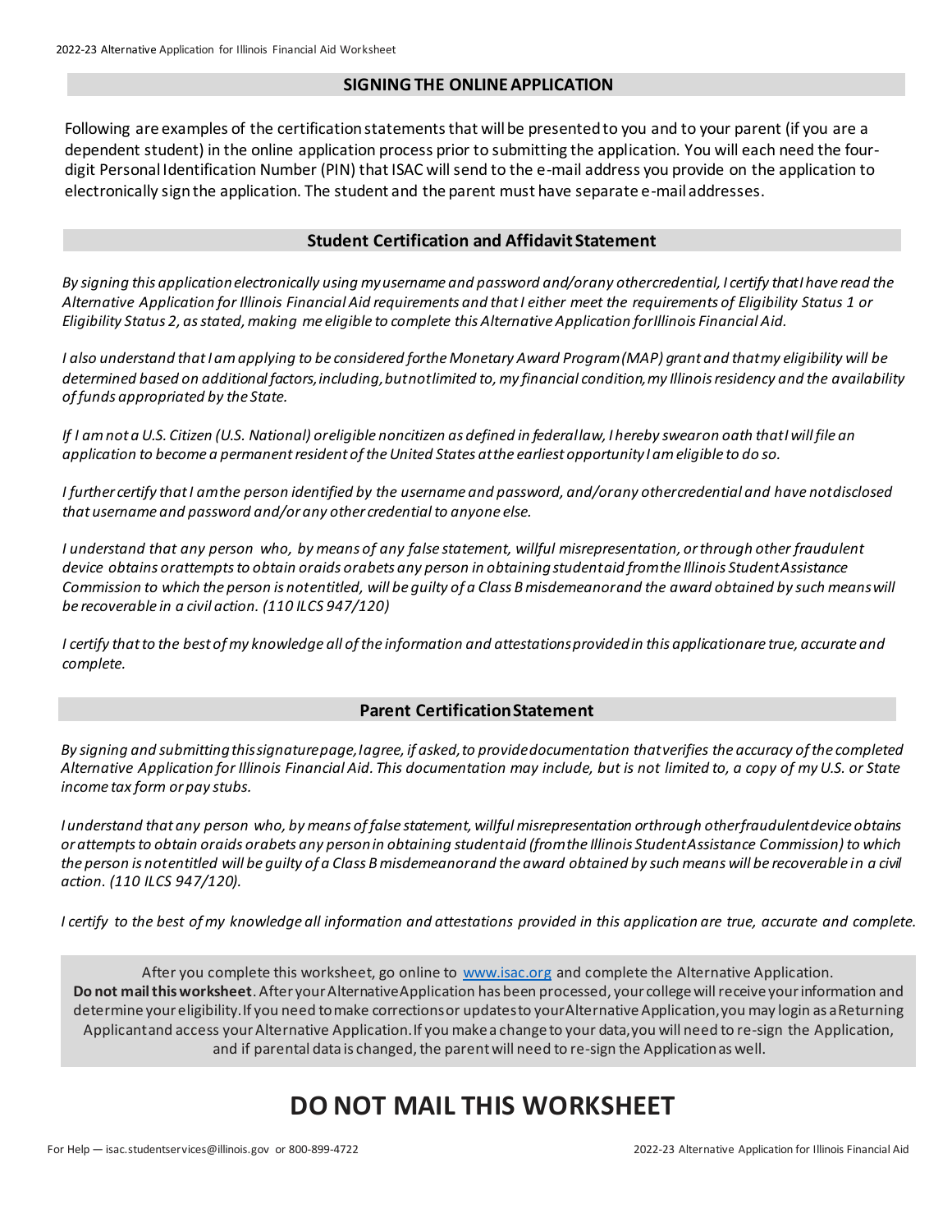## SIGNING THE ONLINE APPLICATION

Following are examples of the certification statements that will be presented to you and to your parent (if you are a dependent student) in the online application process prior to submitting the application. You will each need the four-digit Personal Identification Number (PIN) that ISAC will send to the e-mail address you provide on the application to electronically sign the application. The student and the parent must have separate e-mail addresses.

### Student Certification and Affidavit Statement

*By signing this application electronically using my username and password and/or any other credential, I certify that I have read the Alternative Application for Illinois Financial Aid requirements and that I either meet the requirements of Eligibility Status 1 or Eligibility Status 2, as stated, making me eligible to complete this Alternative Application for Illinois Financial Aid.*

*I also understand that I am applying to be considered for the Monetary Award Program (MAP) grant and that my eligibility will be determined based on additional factors, including, but not limited to, my financial condition, my Illinois residency and the availability of funds appropriated by the State.*

*If I am not a U.S. Citizen (U.S. National) or eligible noncitizen as defined in federal law, I hereby swear on oath that I will file an application to become a permanent resident of the United States at the earliest opportunity I am eligible to do so.*

*I further certify that I am the person identified by the username and password, and/or any other credential and have not disclosed that username and password and/or any other credential to anyone else.*

*I understand that any person who, by means of any false statement, willful misrepresentation, or through other fraudulent device obtains or attempts to obtain or aids or abets any person in obtaining student aid from the Illinois Student Assistance Commission to which the person is not entitled, will be guilty of a Class B misdemeanor and the award obtained by such means will be recoverable in a civil action. (110 ILCS 947/120)*

*I certify that to the best of my knowledge all of the information and attestations provided in this application are true, accurate and complete.*

### Parent Certification Statement

*By signing and submitting this signature page, I agree, if asked, to provide documentation that verifies the accuracy of the completed Alternative Application for Illinois Financial Aid. This documentation may include, but is not limited to, a copy of my U.S. or State income tax form or pay stubs.*

*I understand that any person who, by means of false statement, willful misrepresentation or through other fraudulent device obtains or attempts to obtain or aids or abets any person in obtaining student aid (from the Illinois Student Assistance Commission) to which the person is not entitled will be guilty of a Class B misdemeanor and the award obtained by such means will be recoverable in a civil action. (110 ILCS 947/120).*

*I certify to the best of my knowledge all information and attestations provided in this application are true, accurate and complete.*

After you complete this worksheet, go online to [www.isac.org](http://www.isac.org) and complete the Alternative Application. **Do not mail this worksheet**. After your Alternative Application has been processed, your college will receive your information and determine your eligibility. If you need to make corrections or updates to your Alternative Application, you may login as a Returning Applicant and access your Alternative Application. If you make a change to your data, you will need to re-sign the Application, and if parental data is changed, the parent will need to re-sign the Application as well.

# DO NOT MAIL THIS WORKSHEET

For Help — isac.studentservices@illinois.gov or 800-899-4722